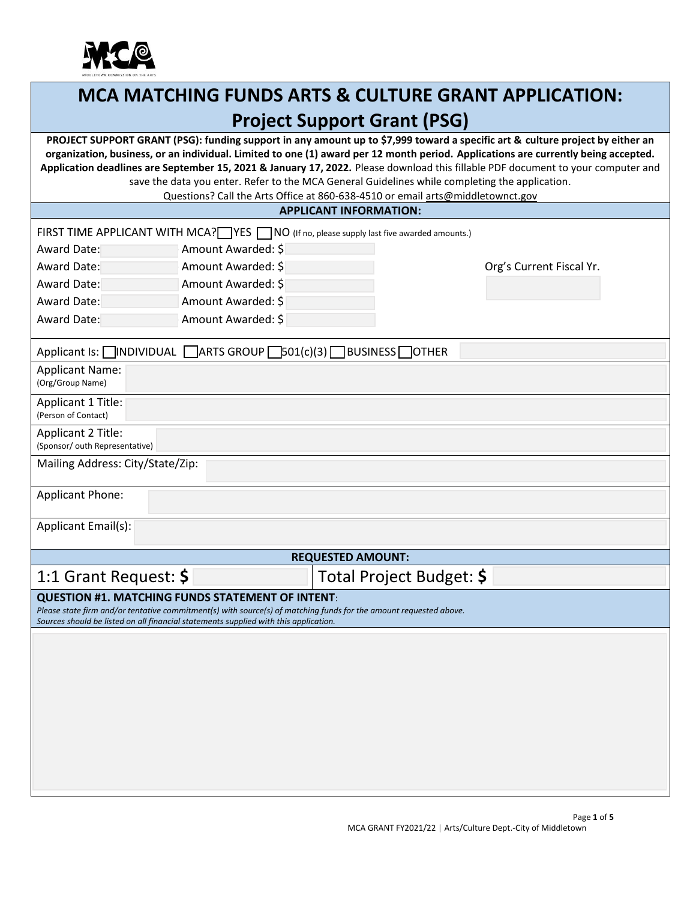# MCA MATCHING FUNDS ARTS & CULTURE GRANT APPLICATION: Project Support Grant (PSG)

**PROJECT SUPPORT GRANT (PSG): funding support in any amount up to $7,999 toward a specific art & culture project by either an organization, business, or an individual. Limited to one (1) award per 12 month period. Applications are currently being accepted. Application deadlines are September 15, 2021 & January 17, 2022.** Please download this fillable PDF document to your computer and save the data you enter. Refer to the MCA General Guidelines while completing the application.

Questions? Call the Arts Office at 860-638-4510 or email arts@middletownct.gov

## APPLICANT INFORMATION:

FIRST TIME APPLICANT WITH MCA? ☐ YES ☐ NO (If no, please supply last five awarded amounts.)

| Award Date: | Amount Awarded: $ |
|---|---|
| Award Date: | Amount Awarded: $ |
| Award Date: | Amount Awarded: $ |
| Award Date: | Amount Awarded: $ |
| Award Date: | Amount Awarded: $ |

Org's Current Fiscal Yr.

Applicant Is: ☐ INDIVIDUAL ☐ ARTS GROUP ☐ 501(c)(3) ☐ BUSINESS ☐ OTHER

Applicant Name: (Org/Group Name)

Applicant 1 Title: (Person of Contact)

Applicant 2 Title: (Sponsor/ outh Representative)

Mailing Address: City/State/Zip:

Applicant Phone:

Applicant Email(s):

## REQUESTED AMOUNT:

1:1 Grant Request: **$** Total Project Budget: **$**

## QUESTION #1. MATCHING FUNDS STATEMENT OF INTENT:

*Please state firm and/or tentative commitment(s) with source(s) of matching funds for the amount requested above. Sources should be listed on all financial statements supplied with this application.*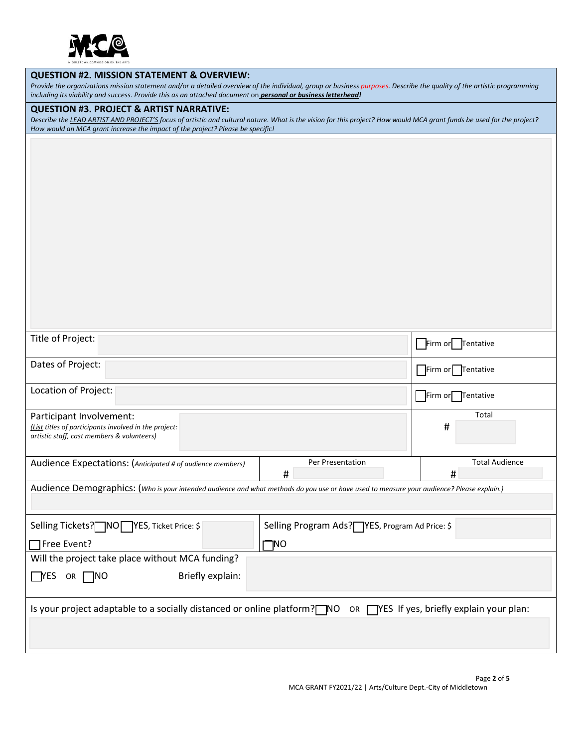## QUESTION #2. MISSION STATEMENT & OVERVIEW:

*Provide the organizations mission statement and/or a detailed overview of the individual, group or business purposes. Describe the quality of the artistic programming including its viability and success. Provide this as an attached document* on ***personal or business letterhead!***

## QUESTION #3. PROJECT & ARTIST NARRATIVE:

*Describe the LEAD ARTIST AND PROJECT'S focus of artistic and cultural nature. What is the vision for this project? How would MCA grant funds be used for the project? How would an MCA grant increase the impact of the project? Please be specific!*

| | | |
|---|---|---|
| Title of Project: | | ☐ Firm or ☐ Tentative |
| Dates of Project: | | ☐ Firm or ☐ Tentative |
| Location of Project: | | ☐ Firm or ☐ Tentative |
| Participant Involvement: *(List titles of participants involved in the project: artistic staff, cast members & volunteers)* | | Total # |

| Audience Expectations: *(Anticipated # of audience members)* | Per Presentation # | Total Audience # |
|---|---|---|

Audience Demographics: (*Who is your intended audience and what methods do you use or have used to measure your audience? Please explain.*)

| | |
|---|---|
| Selling Tickets? ☐ NO ☐ YES, Ticket Price: $ | Selling Program Ads? ☐ YES, Program Ad Price: $ |
| ☐ Free Event? | ☐ NO |

Will the project take place without MCA funding?

☐ YES OR ☐ NO Briefly explain:

Is your project adaptable to a socially distanced or online platform? ☐ NO OR ☐ YES If yes, briefly explain your plan:

MCA GRANT FY2021/22 | Arts/Culture Dept.-City of Middletown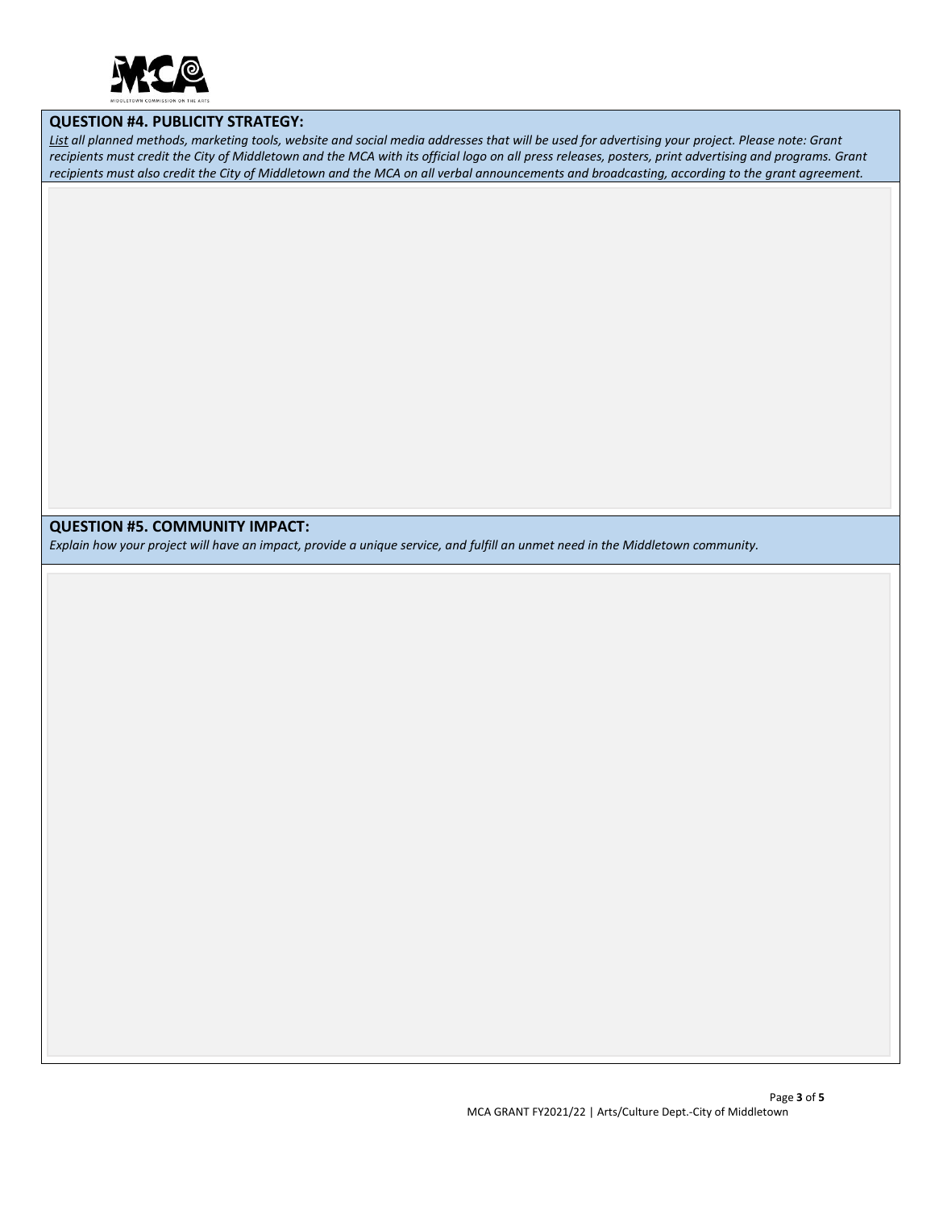**QUESTION #4. PUBLICITY STRATEGY:**

*<u>List</u> all planned methods, marketing tools, website and social media addresses that will be used for advertising your project. Please note: Grant recipients must credit the City of Middletown and the MCA with its official logo on all press releases, posters, print advertising and programs. Grant recipients must also credit the City of Middletown and the MCA on all verbal announcements and broadcasting, according to the grant agreement.*

**QUESTION #5. COMMUNITY IMPACT:**

*Explain how your project will have an impact, provide a unique service, and fulfill an unmet need in the Middletown community.*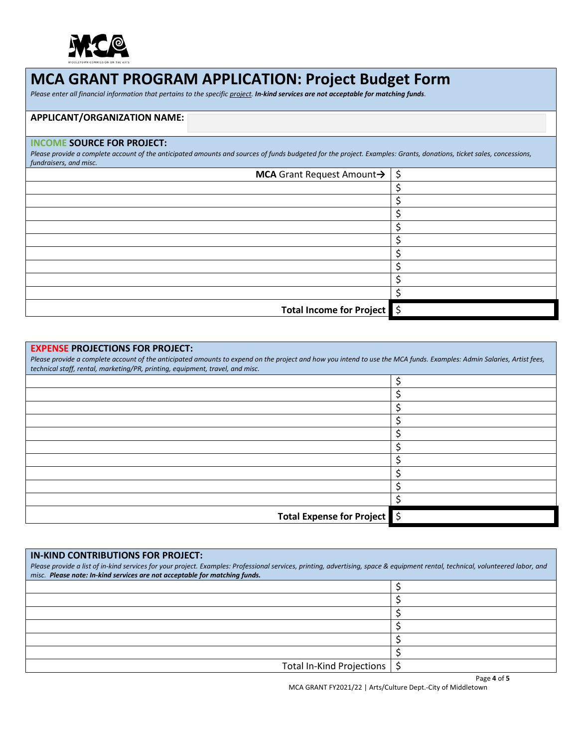# MCA GRANT PROGRAM APPLICATION: Project Budget Form

*Please enter all financial information that pertains to the specific project. **In-kind services are not acceptable for matching funds**.*

**APPLICANT/ORGANIZATION NAME:**

## INCOME SOURCE FOR PROJECT:

*Please provide a complete account of the anticipated amounts and sources of funds budgeted for the project. Examples: Grants, donations, ticket sales, concessions, fundraisers, and misc.*

| | |
|---|---|
| **MCA** Grant Request Amount→ | $ |
| | $ |
| | $ |
| | $ |
| | $ |
| | $ |
| | $ |
| | $ |
| | $ |
| | $ |
| **Total Income for Project** | $ |

## EXPENSE PROJECTIONS FOR PROJECT:

*Please provide a complete account of the anticipated amounts to expend on the project and how you intend to use the MCA funds. Examples: Admin Salaries, Artist fees, technical staff, rental, marketing/PR, printing, equipment, travel, and misc.*

| | |
|---|---|
| | $ |
| | $ |
| | $ |
| | $ |
| | $ |
| | $ |
| | $ |
| | $ |
| | $ |
| | $ |
| **Total Expense for Project** | $ |

## IN-KIND CONTRIBUTIONS FOR PROJECT:

*Please provide a list of in-kind services for your project. Examples: Professional services, printing, advertising, space & equipment rental, technical, volunteered labor, and misc. **Please note: In-kind services are not acceptable for matching funds.***

| | |
|---|---|
| | $ |
| | $ |
| | $ |
| | $ |
| | $ |
| | $ |
| Total In-Kind Projections | $ |

MCA GRANT FY2021/22 | Arts/Culture Dept.-City of Middletown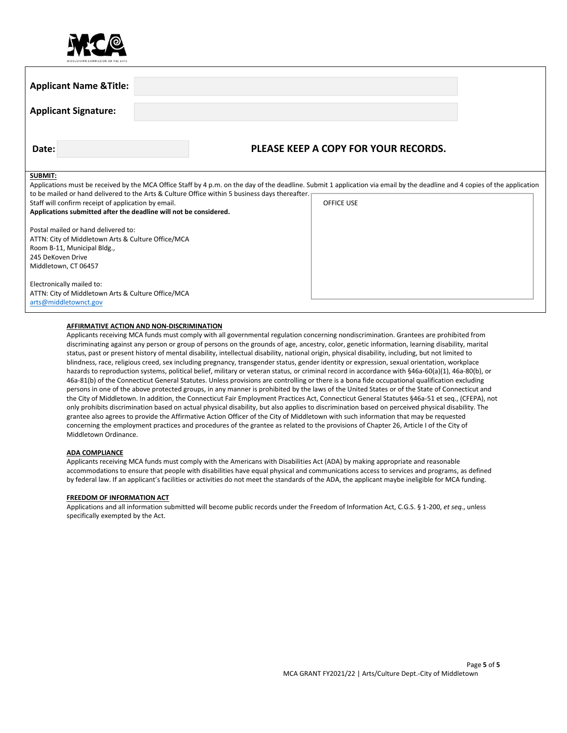| | |
|---|---|
| **Applicant Name &Title:** | |
| **Applicant Signature:** | |
| **Date:** | |

**PLEASE KEEP A COPY FOR YOUR RECORDS.**

**SUBMIT:**

Applications must be received by the MCA Office Staff by 4 p.m. on the day of the deadline. Submit 1 application via email by the deadline and 4 copies of the application to be mailed or hand delivered to the Arts & Culture Office within 5 business days thereafter. Staff will confirm receipt of application by email.
**Applications submitted after the deadline will not be considered.**

Postal mailed or hand delivered to:
ATTN: City of Middletown Arts & Culture Office/MCA
Room B-11, Municipal Bldg.,
245 DeKoven Drive
Middletown, CT 06457

Electronically mailed to:
ATTN: City of Middletown Arts & Culture Office/MCA
arts@middletownct.gov

OFFICE USE

**AFFIRMATIVE ACTION AND NON-DISCRIMINATION**

Applicants receiving MCA funds must comply with all governmental regulation concerning nondiscrimination. Grantees are prohibited from discriminating against any person or group of persons on the grounds of age, ancestry, color, genetic information, learning disability, marital status, past or present history of mental disability, intellectual disability, national origin, physical disability, including, but not limited to blindness, race, religious creed, sex including pregnancy, transgender status, gender identity or expression, sexual orientation, workplace hazards to reproduction systems, political belief, military or veteran status, or criminal record in accordance with §46a-60(a)(1), 46a-80(b), or 46a-81(b) of the Connecticut General Statutes. Unless provisions are controlling or there is a bona fide occupational qualification excluding persons in one of the above protected groups, in any manner is prohibited by the laws of the United States or of the State of Connecticut and the City of Middletown. In addition, the Connecticut Fair Employment Practices Act, Connecticut General Statutes §46a-51 et seq., (CFEPA), not only prohibits discrimination based on actual physical disability, but also applies to discrimination based on perceived physical disability. The grantee also agrees to provide the Affirmative Action Officer of the City of Middletown with such information that may be requested concerning the employment practices and procedures of the grantee as related to the provisions of Chapter 26, Article I of the City of Middletown Ordinance.

**ADA COMPLIANCE**

Applicants receiving MCA funds must comply with the Americans with Disabilities Act (ADA) by making appropriate and reasonable accommodations to ensure that people with disabilities have equal physical and communications access to services and programs, as defined by federal law. If an applicant's facilities or activities do not meet the standards of the ADA, the applicant maybe ineligible for MCA funding.

**FREEDOM OF INFORMATION ACT**

Applications and all information submitted will become public records under the Freedom of Information Act, C.G.S. § 1-200, *et seq.*, unless specifically exempted by the Act.